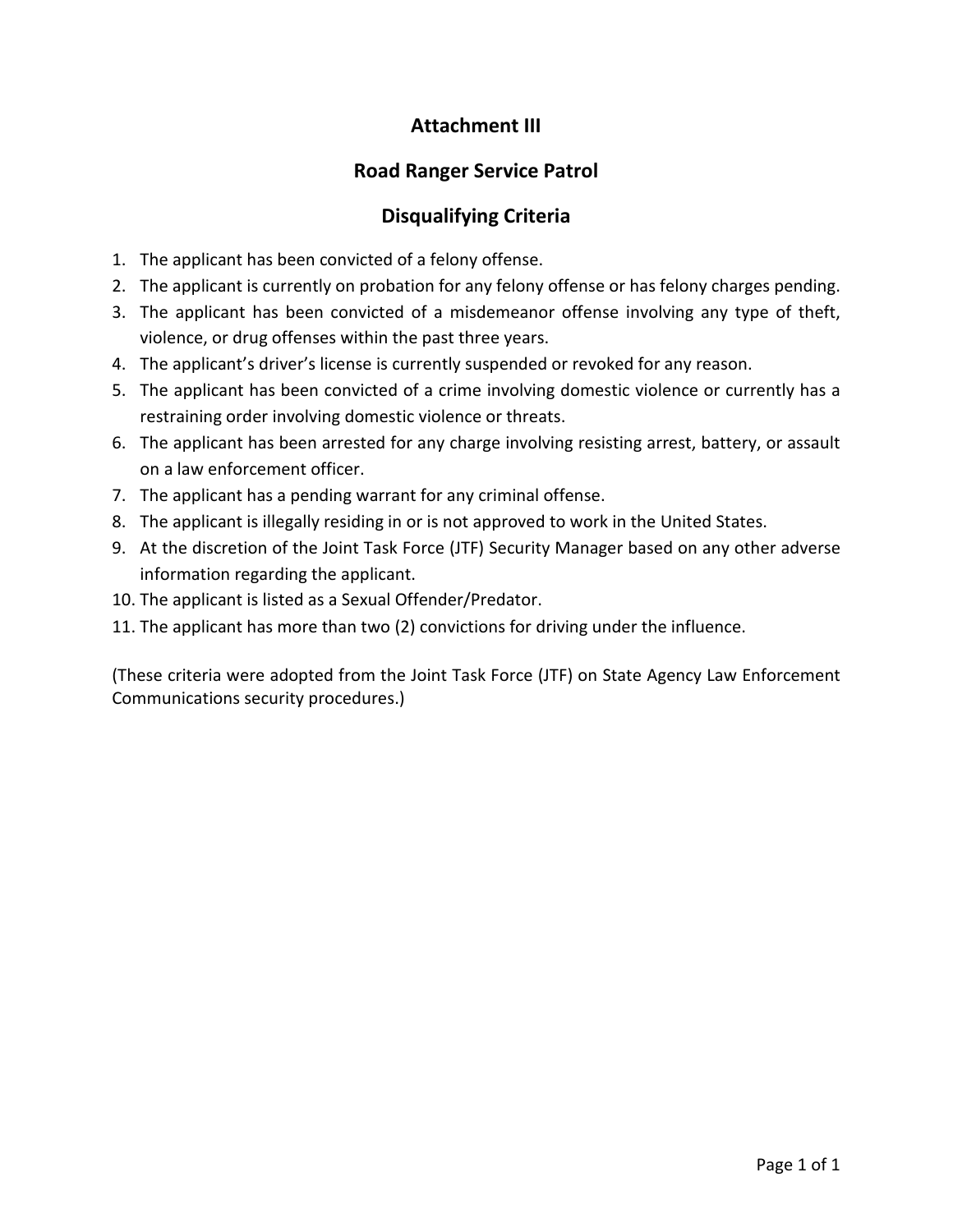# Attachment III

## Road Ranger Service Patrol

## Disqualifying Criteria

1. The applicant has been convicted of a felony offense.
2. The applicant is currently on probation for any felony offense or has felony charges pending.
3. The applicant has been convicted of a misdemeanor offense involving any type of theft, violence, or drug offenses within the past three years.
4. The applicant's driver's license is currently suspended or revoked for any reason.
5. The applicant has been convicted of a crime involving domestic violence or currently has a restraining order involving domestic violence or threats.
6. The applicant has been arrested for any charge involving resisting arrest, battery, or assault on a law enforcement officer.
7. The applicant has a pending warrant for any criminal offense.
8. The applicant is illegally residing in or is not approved to work in the United States.
9. At the discretion of the Joint Task Force (JTF) Security Manager based on any other adverse information regarding the applicant.
10. The applicant is listed as a Sexual Offender/Predator.
11. The applicant has more than two (2) convictions for driving under the influence.

(These criteria were adopted from the Joint Task Force (JTF) on State Agency Law Enforcement Communications security procedures.)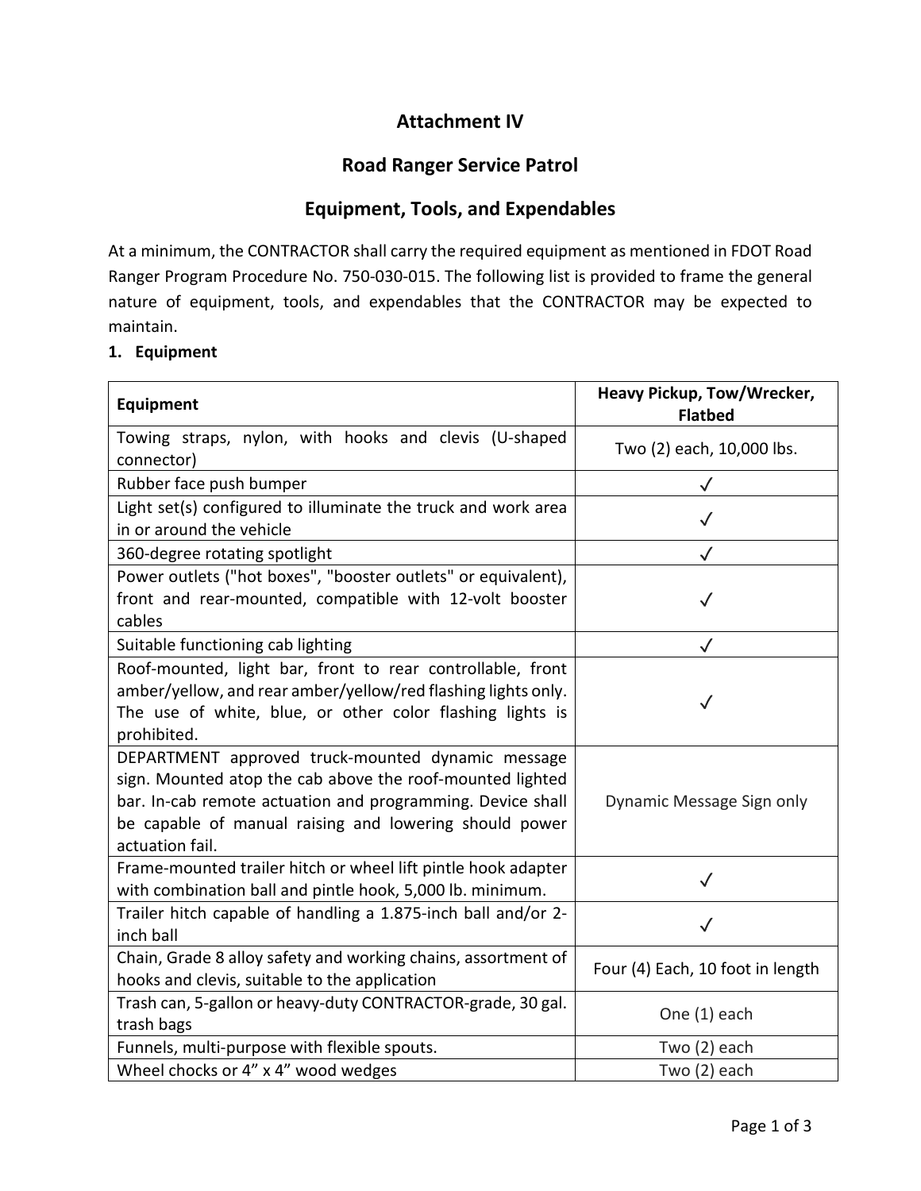# Attachment IV

## Road Ranger Service Patrol

## Equipment, Tools, and Expendables

At a minimum, the CONTRACTOR shall carry the required equipment as mentioned in FDOT Road Ranger Program Procedure No. 750-030-015. The following list is provided to frame the general nature of equipment, tools, and expendables that the CONTRACTOR may be expected to maintain.

**1. Equipment**

| Equipment | Heavy Pickup, Tow/Wrecker, Flatbed |
|---|---|
| Towing straps, nylon, with hooks and clevis (U-shaped connector) | Two (2) each, 10,000 lbs. |
| Rubber face push bumper | ✓ |
| Light set(s) configured to illuminate the truck and work area in or around the vehicle | ✓ |
| 360-degree rotating spotlight | ✓ |
| Power outlets ("hot boxes", "booster outlets" or equivalent), front and rear-mounted, compatible with 12-volt booster cables | ✓ |
| Suitable functioning cab lighting | ✓ |
| Roof-mounted, light bar, front to rear controllable, front amber/yellow, and rear amber/yellow/red flashing lights only. The use of white, blue, or other color flashing lights is prohibited. | ✓ |
| DEPARTMENT approved truck-mounted dynamic message sign. Mounted atop the cab above the roof-mounted lighted bar. In-cab remote actuation and programming. Device shall be capable of manual raising and lowering should power actuation fail. | Dynamic Message Sign only |
| Frame-mounted trailer hitch or wheel lift pintle hook adapter with combination ball and pintle hook, 5,000 lb. minimum. | ✓ |
| Trailer hitch capable of handling a 1.875-inch ball and/or 2-inch ball | ✓ |
| Chain, Grade 8 alloy safety and working chains, assortment of hooks and clevis, suitable to the application | Four (4) Each, 10 foot in length |
| Trash can, 5-gallon or heavy-duty CONTRACTOR-grade, 30 gal. trash bags | One (1) each |
| Funnels, multi-purpose with flexible spouts. | Two (2) each |
| Wheel chocks or 4” x 4” wood wedges | Two (2) each |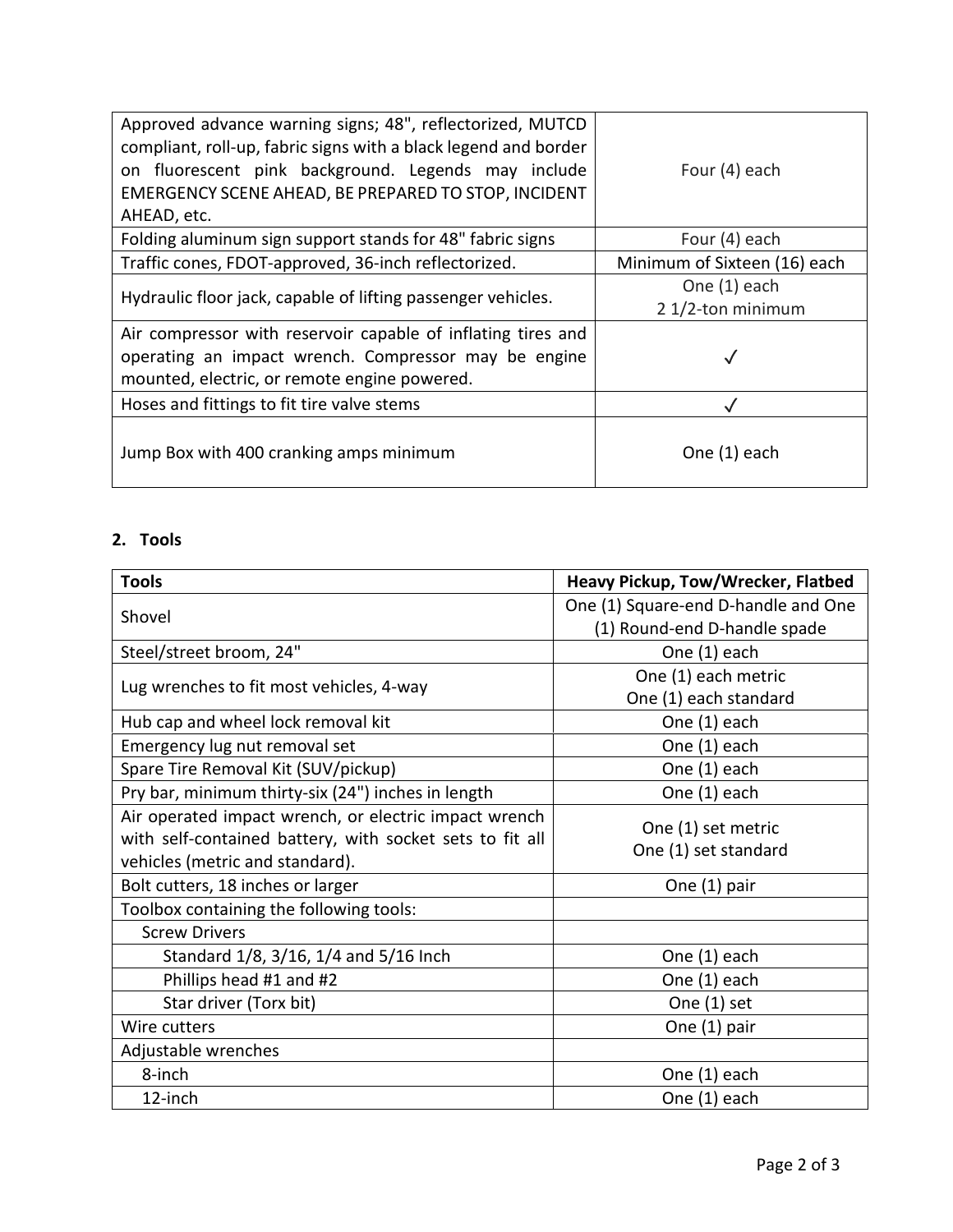| | |
|---|---|
| Approved advance warning signs; 48", reflectorized, MUTCD compliant, roll-up, fabric signs with a black legend and border on fluorescent pink background. Legends may include EMERGENCY SCENE AHEAD, BE PREPARED TO STOP, INCIDENT AHEAD, etc. | Four (4) each |
| Folding aluminum sign support stands for 48" fabric signs | Four (4) each |
| Traffic cones, FDOT-approved, 36-inch reflectorized. | Minimum of Sixteen (16) each |
| Hydraulic floor jack, capable of lifting passenger vehicles. | One (1) each<br>2 1/2-ton minimum |
| Air compressor with reservoir capable of inflating tires and operating an impact wrench. Compressor may be engine mounted, electric, or remote engine powered. | ✓ |
| Hoses and fittings to fit tire valve stems | ✓ |
| Jump Box with 400 cranking amps minimum | One (1) each |

## 2. Tools

| Tools | Heavy Pickup, Tow/Wrecker, Flatbed |
|---|---|
| Shovel | One (1) Square-end D-handle and One (1) Round-end D-handle spade |
| Steel/street broom, 24" | One (1) each |
| Lug wrenches to fit most vehicles, 4-way | One (1) each metric<br>One (1) each standard |
| Hub cap and wheel lock removal kit | One (1) each |
| Emergency lug nut removal set | One (1) each |
| Spare Tire Removal Kit (SUV/pickup) | One (1) each |
| Pry bar, minimum thirty-six (24") inches in length | One (1) each |
| Air operated impact wrench, or electric impact wrench with self-contained battery, with socket sets to fit all vehicles (metric and standard). | One (1) set metric<br>One (1) set standard |
| Bolt cutters, 18 inches or larger | One (1) pair |
| Toolbox containing the following tools: | |
| Screw Drivers | |
| Standard 1/8, 3/16, 1/4 and 5/16 Inch | One (1) each |
| Phillips head #1 and #2 | One (1) each |
| Star driver (Torx bit) | One (1) set |
| Wire cutters | One (1) pair |
| Adjustable wrenches | |
| 8-inch | One (1) each |
| 12-inch | One (1) each |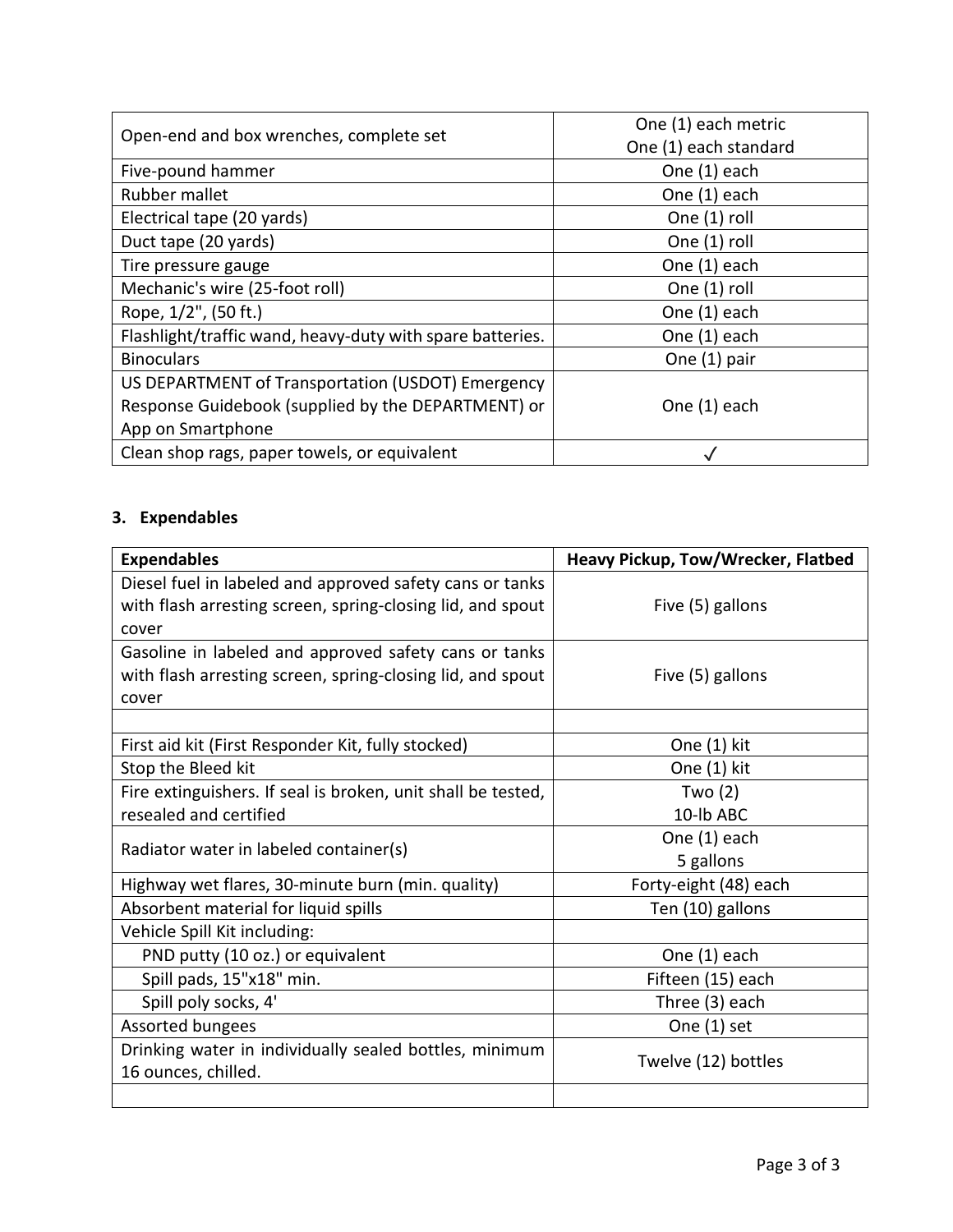| | |
|---|---|
| Open-end and box wrenches, complete set | One (1) each metric<br>One (1) each standard |
| Five-pound hammer | One (1) each |
| Rubber mallet | One (1) each |
| Electrical tape (20 yards) | One (1) roll |
| Duct tape (20 yards) | One (1) roll |
| Tire pressure gauge | One (1) each |
| Mechanic's wire (25-foot roll) | One (1) roll |
| Rope, 1/2", (50 ft.) | One (1) each |
| Flashlight/traffic wand, heavy-duty with spare batteries. | One (1) each |
| Binoculars | One (1) pair |
| US DEPARTMENT of Transportation (USDOT) Emergency Response Guidebook (supplied by the DEPARTMENT) or App on Smartphone | One (1) each |
| Clean shop rags, paper towels, or equivalent | ✓ |

### 3. Expendables

| Expendables | Heavy Pickup, Tow/Wrecker, Flatbed |
|---|---|
| Diesel fuel in labeled and approved safety cans or tanks with flash arresting screen, spring-closing lid, and spout cover | Five (5) gallons |
| Gasoline in labeled and approved safety cans or tanks with flash arresting screen, spring-closing lid, and spout cover | Five (5) gallons |
| | |
| First aid kit (First Responder Kit, fully stocked) | One (1) kit |
| Stop the Bleed kit | One (1) kit |
| Fire extinguishers. If seal is broken, unit shall be tested, resealed and certified | Two (2)<br>10-lb ABC |
| Radiator water in labeled container(s) | One (1) each<br>5 gallons |
| Highway wet flares, 30-minute burn (min. quality) | Forty-eight (48) each |
| Absorbent material for liquid spills | Ten (10) gallons |
| Vehicle Spill Kit including: | |
| PND putty (10 oz.) or equivalent | One (1) each |
| Spill pads, 15"x18" min. | Fifteen (15) each |
| Spill poly socks, 4' | Three (3) each |
| Assorted bungees | One (1) set |
| Drinking water in individually sealed bottles, minimum 16 ounces, chilled. | Twelve (12) bottles |
| | |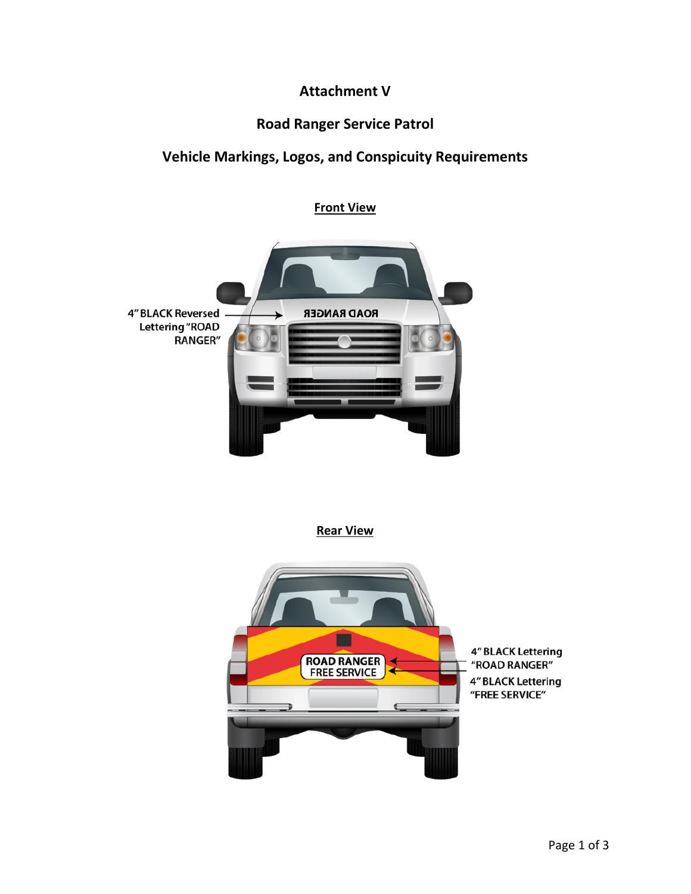# Attachment V

## Road Ranger Service Patrol

## Vehicle Markings, Logos, and Conspicuity Requirements

**Front View**

4" BLACK Reversed Lettering "ROAD RANGER"

**Rear View**

4" BLACK Lettering "ROAD RANGER"

4" BLACK Lettering "FREE SERVICE"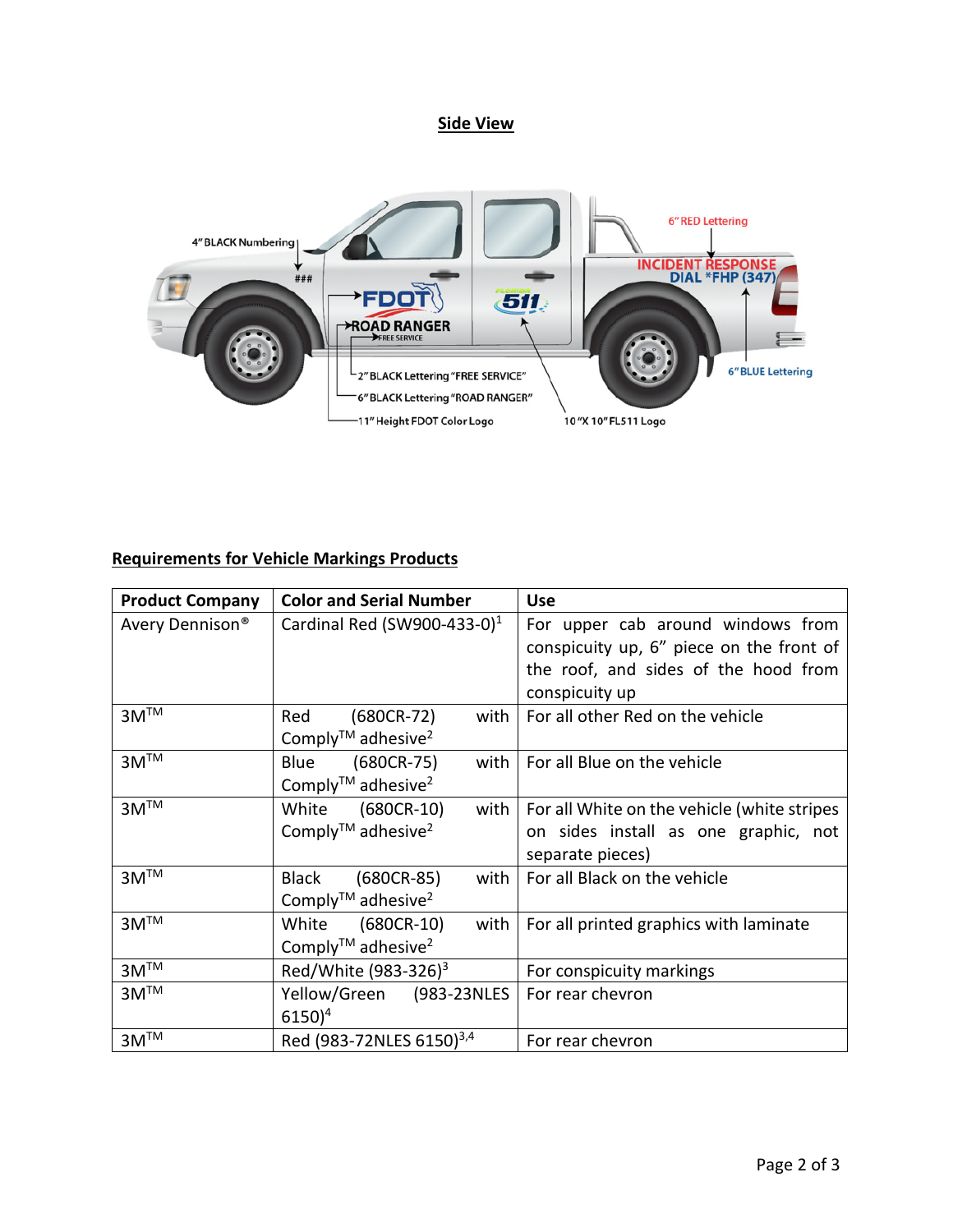## Side View

4" BLACK Numbering

6" RED Lettering

6" BLUE Lettering

2" BLACK Lettering "FREE SERVICE"

6" BLACK Lettering "ROAD RANGER"

11" Height FDOT Color Logo

10 "X 10" FL511 Logo

## Requirements for Vehicle Markings Products

| Product Company | Color and Serial Number | Use |
|---|---|---|
| Avery Dennison® | Cardinal Red (SW900-433-0)[1] | For upper cab around windows from conspicuity up, 6" piece on the front of the roof, and sides of the hood from conspicuity up |
| 3M™ | Red (680CR-72) with Comply™ adhesive[2] | For all other Red on the vehicle |
| 3M™ | Blue (680CR-75) with Comply™ adhesive[2] | For all Blue on the vehicle |
| 3M™ | White (680CR-10) with Comply™ adhesive[2] | For all White on the vehicle (white stripes on sides install as one graphic, not separate pieces) |
| 3M™ | Black (680CR-85) with Comply™ adhesive[2] | For all Black on the vehicle |
| 3M™ | White (680CR-10) with Comply™ adhesive[2] | For all printed graphics with laminate |
| 3M™ | Red/White (983-326)[3] | For conspicuity markings |
| 3M™ | Yellow/Green (983-23NLES 6150)[4] | For rear chevron |
| 3M™ | Red (983-72NLES 6150)[3,4] | For rear chevron |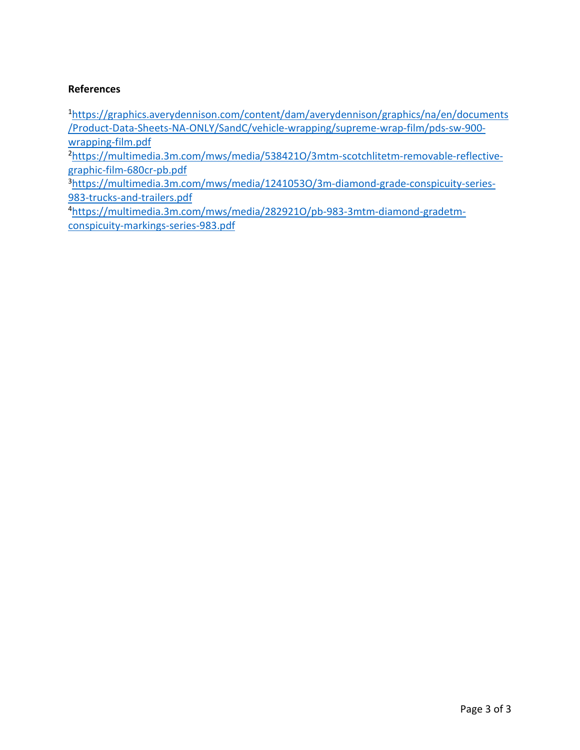**References**

[1]https://graphics.averydennison.com/content/dam/averydennison/graphics/na/en/documents/Product-Data-Sheets-NA-ONLY/SandC/vehicle-wrapping/supreme-wrap-film/pds-sw-900-wrapping-film.pdf

[2]https://multimedia.3m.com/mws/media/538421O/3mtm-scotchlitetm-removable-reflective-graphic-film-680cr-pb.pdf

[3]https://multimedia.3m.com/mws/media/1241053O/3m-diamond-grade-conspicuity-series-983-trucks-and-trailers.pdf

[4]https://multimedia.3m.com/mws/media/282921O/pb-983-3mtm-diamond-gradetm-conspicuity-markings-series-983.pdf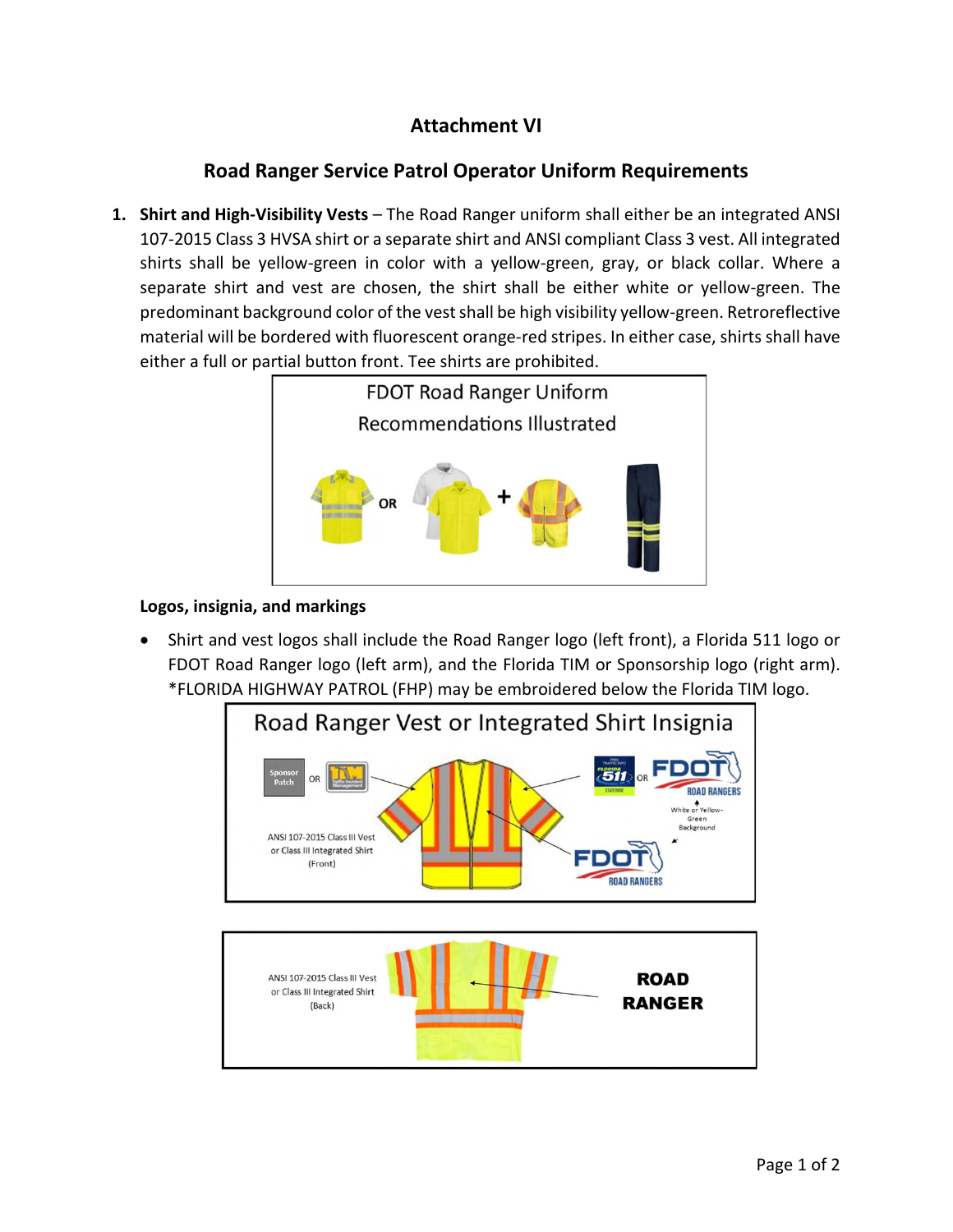# Attachment VI

## Road Ranger Service Patrol Operator Uniform Requirements

1. **Shirt and High-Visibility Vests** – The Road Ranger uniform shall either be an integrated ANSI 107-2015 Class 3 HVSA shirt or a separate shirt and ANSI compliant Class 3 vest. All integrated shirts shall be yellow-green in color with a yellow-green, gray, or black collar. Where a separate shirt and vest are chosen, the shirt shall be either white or yellow-green. The predominant background color of the vest shall be high visibility yellow-green. Retroreflective material will be bordered with fluorescent orange-red stripes. In either case, shirts shall have either a full or partial button front. Tee shirts are prohibited.

FDOT Road Ranger Uniform Recommendations Illustrated

**Logos, insignia, and markings**

- Shirt and vest logos shall include the Road Ranger logo (left front), a Florida 511 logo or FDOT Road Ranger logo (left arm), and the Florida TIM or Sponsorship logo (right arm). *FLORIDA HIGHWAY PATROL (FHP) may be embroidered below the Florida TIM logo.

Road Ranger Vest or Integrated Shirt Insignia

ANSI 107-2015 Class III Vest or Class III Integrated Shirt (Front)

ANSI 107-2015 Class III Vest or Class III Integrated Shirt (Back)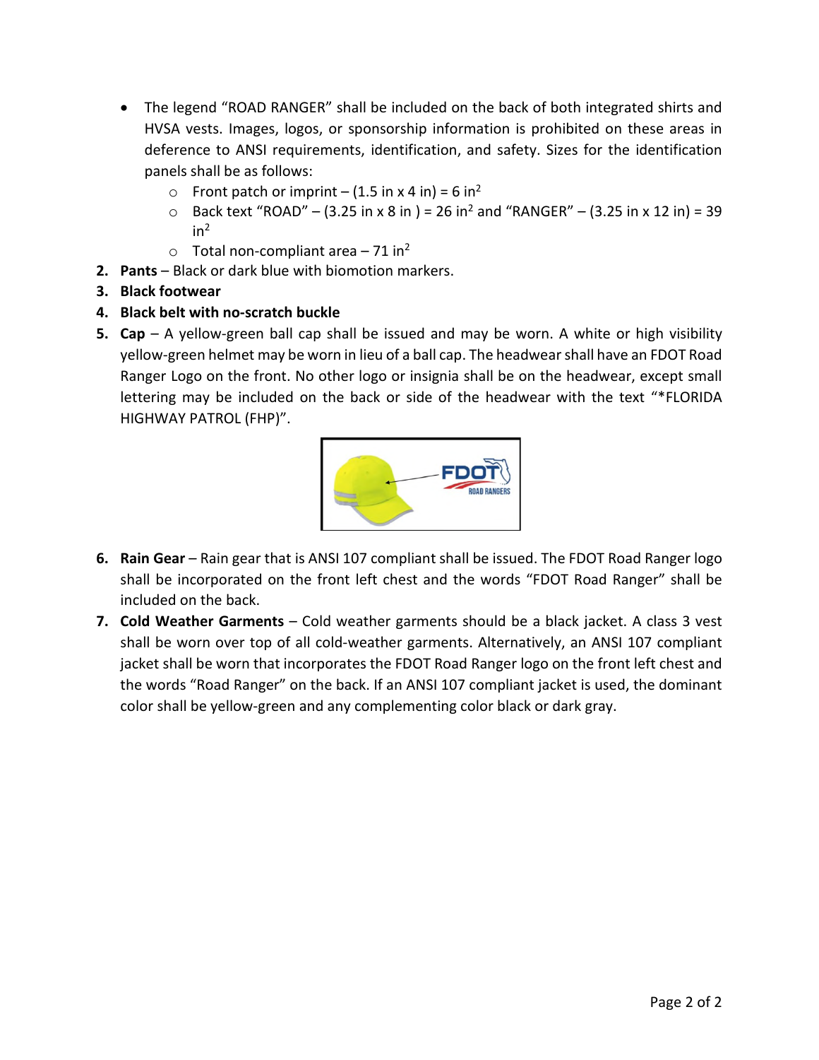- The legend "ROAD RANGER" shall be included on the back of both integrated shirts and HVSA vests. Images, logos, or sponsorship information is prohibited on these areas in deference to ANSI requirements, identification, and safety. Sizes for the identification panels shall be as follows:
  - Front patch or imprint – (1.5 in x 4 in) = 6 $in^2$
  - Back text "ROAD" – (3.25 in x 8 in ) = 26 $in^2$ and "RANGER" – (3.25 in x 12 in) = 39 $in^2$
  - Total non-compliant area – 71 $in^2$

2. **Pants** – Black or dark blue with biomotion markers.
3. **Black footwear**
4. **Black belt with no-scratch buckle**
5. **Cap** – A yellow-green ball cap shall be issued and may be worn. A white or high visibility yellow-green helmet may be worn in lieu of a ball cap. The headwear shall have an FDOT Road Ranger Logo on the front. No other logo or insignia shall be on the headwear, except small lettering may be included on the back or side of the headwear with the text "*FLORIDA HIGHWAY PATROL (FHP)".
6. **Rain Gear** – Rain gear that is ANSI 107 compliant shall be issued. The FDOT Road Ranger logo shall be incorporated on the front left chest and the words "FDOT Road Ranger" shall be included on the back.
7. **Cold Weather Garments** – Cold weather garments should be a black jacket. A class 3 vest shall be worn over top of all cold-weather garments. Alternatively, an ANSI 107 compliant jacket shall be worn that incorporates the FDOT Road Ranger logo on the front left chest and the words "Road Ranger" on the back. If an ANSI 107 compliant jacket is used, the dominant color shall be yellow-green and any complementing color black or dark gray.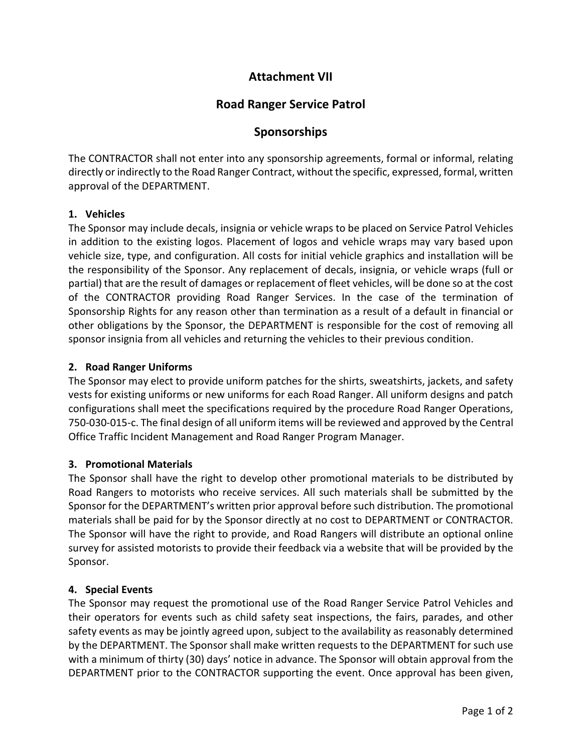# Attachment VII

## Road Ranger Service Patrol

## Sponsorships

The CONTRACTOR shall not enter into any sponsorship agreements, formal or informal, relating directly or indirectly to the Road Ranger Contract, without the specific, expressed, formal, written approval of the DEPARTMENT.

**1. Vehicles**

The Sponsor may include decals, insignia or vehicle wraps to be placed on Service Patrol Vehicles in addition to the existing logos. Placement of logos and vehicle wraps may vary based upon vehicle size, type, and configuration. All costs for initial vehicle graphics and installation will be the responsibility of the Sponsor. Any replacement of decals, insignia, or vehicle wraps (full or partial) that are the result of damages or replacement of fleet vehicles, will be done so at the cost of the CONTRACTOR providing Road Ranger Services. In the case of the termination of Sponsorship Rights for any reason other than termination as a result of a default in financial or other obligations by the Sponsor, the DEPARTMENT is responsible for the cost of removing all sponsor insignia from all vehicles and returning the vehicles to their previous condition.

**2. Road Ranger Uniforms**

The Sponsor may elect to provide uniform patches for the shirts, sweatshirts, jackets, and safety vests for existing uniforms or new uniforms for each Road Ranger. All uniform designs and patch configurations shall meet the specifications required by the procedure Road Ranger Operations, 750-030-015-c. The final design of all uniform items will be reviewed and approved by the Central Office Traffic Incident Management and Road Ranger Program Manager.

**3. Promotional Materials**

The Sponsor shall have the right to develop other promotional materials to be distributed by Road Rangers to motorists who receive services. All such materials shall be submitted by the Sponsor for the DEPARTMENT's written prior approval before such distribution. The promotional materials shall be paid for by the Sponsor directly at no cost to DEPARTMENT or CONTRACTOR. The Sponsor will have the right to provide, and Road Rangers will distribute an optional online survey for assisted motorists to provide their feedback via a website that will be provided by the Sponsor.

**4. Special Events**

The Sponsor may request the promotional use of the Road Ranger Service Patrol Vehicles and their operators for events such as child safety seat inspections, the fairs, parades, and other safety events as may be jointly agreed upon, subject to the availability as reasonably determined by the DEPARTMENT. The Sponsor shall make written requests to the DEPARTMENT for such use with a minimum of thirty (30) days' notice in advance. The Sponsor will obtain approval from the DEPARTMENT prior to the CONTRACTOR supporting the event. Once approval has been given,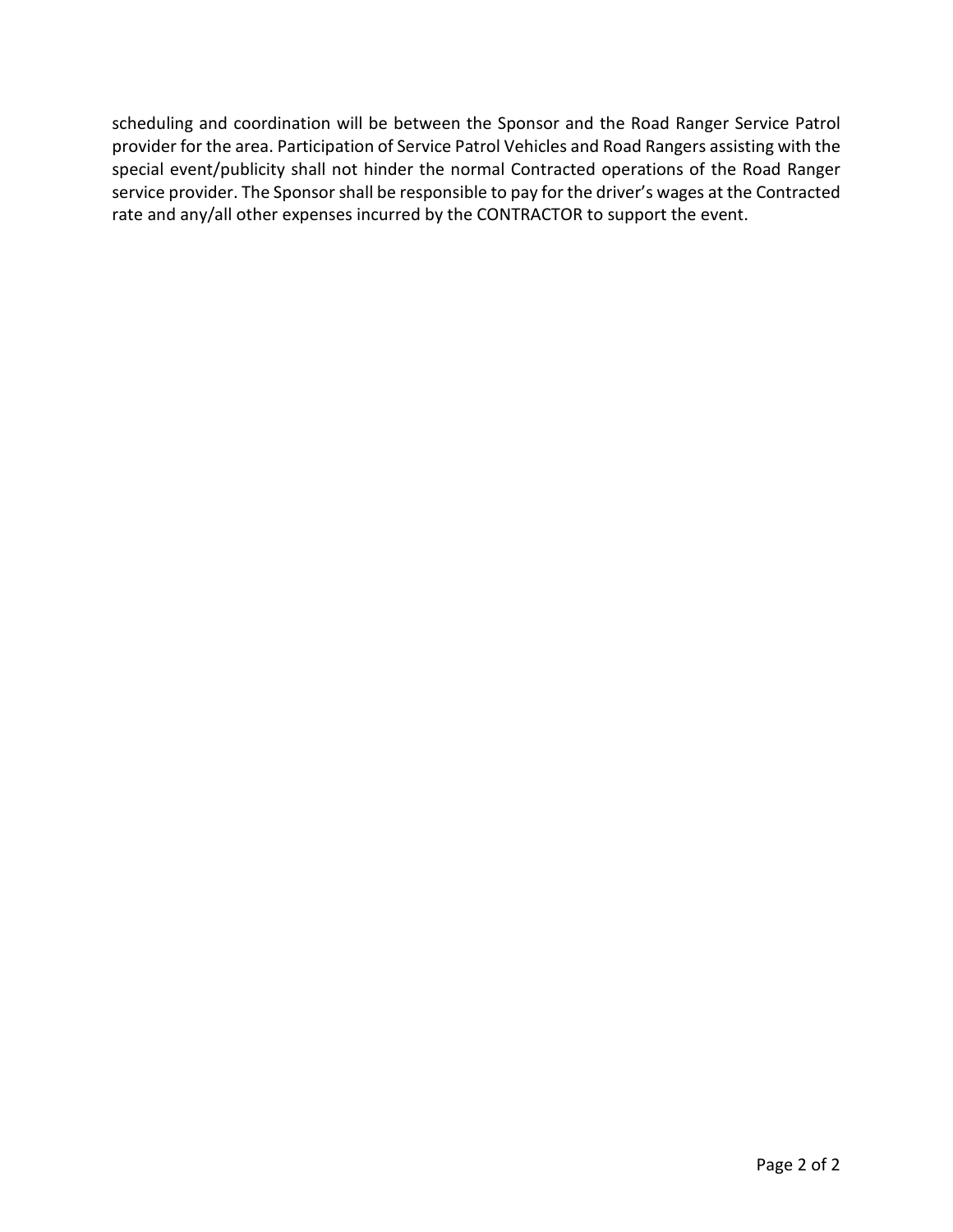scheduling and coordination will be between the Sponsor and the Road Ranger Service Patrol provider for the area. Participation of Service Patrol Vehicles and Road Rangers assisting with the special event/publicity shall not hinder the normal Contracted operations of the Road Ranger service provider. The Sponsor shall be responsible to pay for the driver's wages at the Contracted rate and any/all other expenses incurred by the CONTRACTOR to support the event.